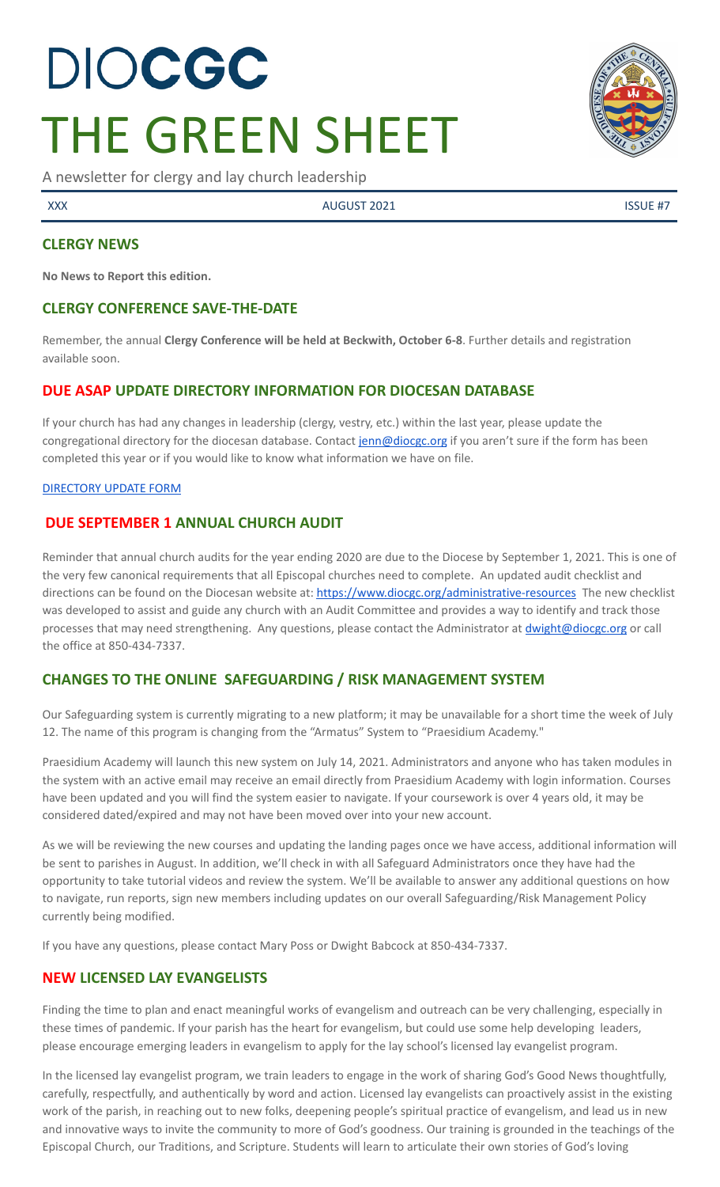# DIOCGC THE GREEN SHEET

A newsletter for clergy and lay church leadership

XXX | AUGUST 2021 | ISSUE #7

## CLERGY NEWS

**No News to Report this edition.**

## CLERGY CONFERENCE SAVE-THE-DATE

Remember, the annual **Clergy Conference will be held at Beckwith, October 6-8**. Further details and registration available soon.

## DUE ASAP UPDATE DIRECTORY INFORMATION FOR DIOCESAN DATABASE

If your church has had any changes in leadership (clergy, vestry, etc.) within the last year, please update the congregational directory for the diocesan database. Contact jenn@diocgc.org if you aren't sure if the form has been completed this year or if you would like to know what information we have on file.

DIRECTORY UPDATE FORM

## DUE SEPTEMBER 1 ANNUAL CHURCH AUDIT

Reminder that annual church audits for the year ending 2020 are due to the Diocese by September 1, 2021. This is one of the very few canonical requirements that all Episcopal churches need to complete. An updated audit checklist and directions can be found on the Diocesan website at: https://www.diocgc.org/administrative-resources The new checklist was developed to assist and guide any church with an Audit Committee and provides a way to identify and track those processes that may need strengthening. Any questions, please contact the Administrator at dwight@diocgc.org or call the office at 850-434-7337.

## CHANGES TO THE ONLINE SAFEGUARDING / RISK MANAGEMENT SYSTEM

Our Safeguarding system is currently migrating to a new platform; it may be unavailable for a short time the week of July 12. The name of this program is changing from the "Armatus" System to "Praesidium Academy."

Praesidium Academy will launch this new system on July 14, 2021. Administrators and anyone who has taken modules in the system with an active email may receive an email directly from Praesidium Academy with login information. Courses have been updated and you will find the system easier to navigate. If your coursework is over 4 years old, it may be considered dated/expired and may not have been moved over into your new account.

As we will be reviewing the new courses and updating the landing pages once we have access, additional information will be sent to parishes in August. In addition, we'll check in with all Safeguard Administrators once they have had the opportunity to take tutorial videos and review the system. We'll be available to answer any additional questions on how to navigate, run reports, sign new members including updates on our overall Safeguarding/Risk Management Policy currently being modified.

If you have any questions, please contact Mary Poss or Dwight Babcock at 850-434-7337.

## NEW LICENSED LAY EVANGELISTS

Finding the time to plan and enact meaningful works of evangelism and outreach can be very challenging, especially in these times of pandemic. If your parish has the heart for evangelism, but could use some help developing leaders, please encourage emerging leaders in evangelism to apply for the lay school's licensed lay evangelist program.

In the licensed lay evangelist program, we train leaders to engage in the work of sharing God's Good News thoughtfully, carefully, respectfully, and authentically by word and action. Licensed lay evangelists can proactively assist in the existing work of the parish, in reaching out to new folks, deepening people's spiritual practice of evangelism, and lead us in new and innovative ways to invite the community to more of God's goodness. Our training is grounded in the teachings of the Episcopal Church, our Traditions, and Scripture. Students will learn to articulate their own stories of God's loving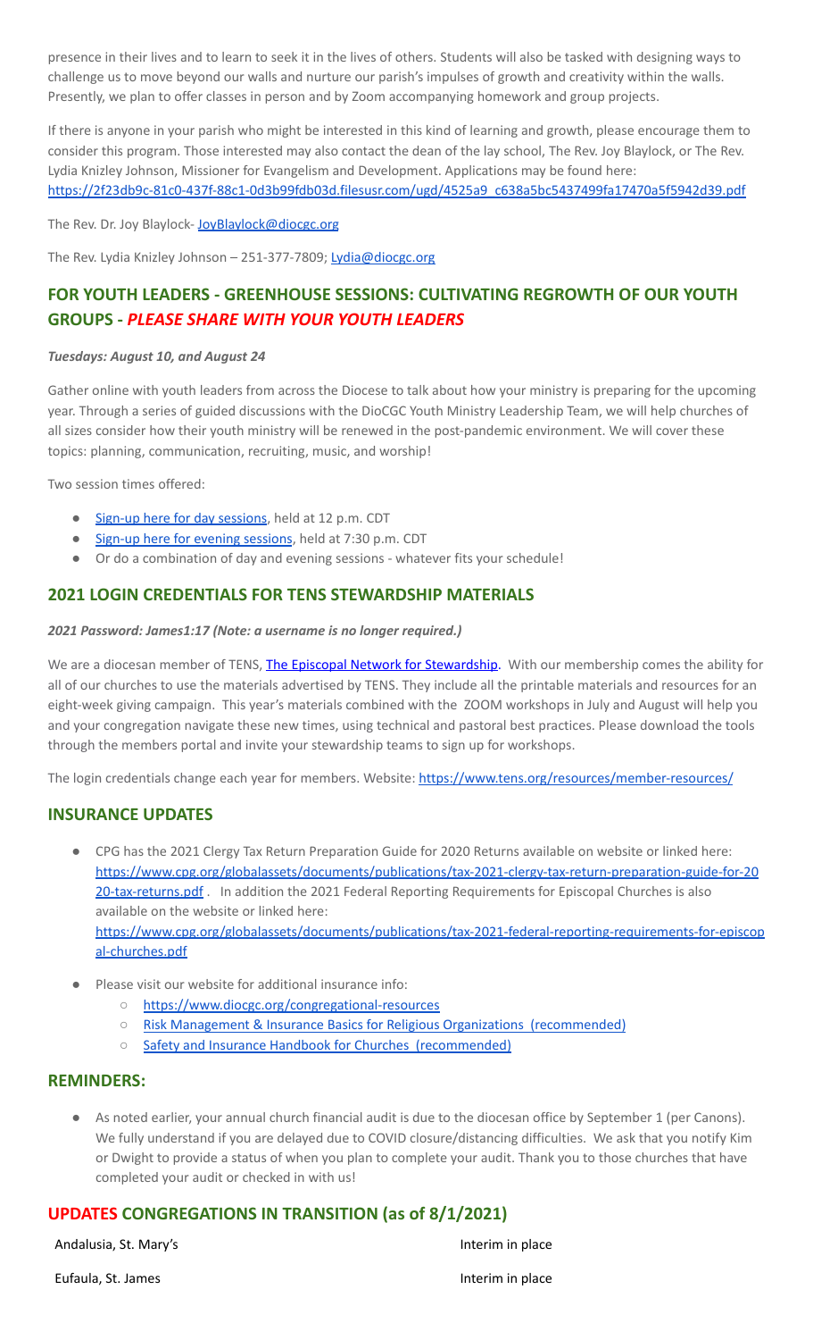presence in their lives and to learn to seek it in the lives of others. Students will also be tasked with designing ways to challenge us to move beyond our walls and nurture our parish's impulses of growth and creativity within the walls. Presently, we plan to offer classes in person and by Zoom accompanying homework and group projects.

If there is anyone in your parish who might be interested in this kind of learning and growth, please encourage them to consider this program. Those interested may also contact the dean of the lay school, The Rev. Joy Blaylock, or The Rev. Lydia Knizley Johnson, Missioner for Evangelism and Development. Applications may be found here: https://2f23db9c-81c0-437f-88c1-0d3b99fdb03d.filesusr.com/ugd/4525a9_c638a5bc5437499fa17470a5f5942d39.pdf

The Rev. Dr. Joy Blaylock- JoyBlaylock@diocgc.org

The Rev. Lydia Knizley Johnson – 251-377-7809; Lydia@diocgc.org

## FOR YOUTH LEADERS - GREENHOUSE SESSIONS: CULTIVATING REGROWTH OF OUR YOUTH GROUPS - *PLEASE SHARE WITH YOUR YOUTH LEADERS*

***Tuesdays: August 10, and August 24***

Gather online with youth leaders from across the Diocese to talk about how your ministry is preparing for the upcoming year. Through a series of guided discussions with the DioCGC Youth Ministry Leadership Team, we will help churches of all sizes consider how their youth ministry will be renewed in the post-pandemic environment. We will cover these topics: planning, communication, recruiting, music, and worship!

Two session times offered:

- Sign-up here for day sessions, held at 12 p.m. CDT
- Sign-up here for evening sessions, held at 7:30 p.m. CDT
- Or do a combination of day and evening sessions - whatever fits your schedule!

## 2021 LOGIN CREDENTIALS FOR TENS STEWARDSHIP MATERIALS

***2021 Password: James1:17 (Note: a username is no longer required.)***

We are a diocesan member of TENS, **The Episcopal Network for Stewardship.** With our membership comes the ability for all of our churches to use the materials advertised by TENS. They include all the printable materials and resources for an eight-week giving campaign. This year's materials combined with the ZOOM workshops in July and August will help you and your congregation navigate these new times, using technical and pastoral best practices. Please download the tools through the members portal and invite your stewardship teams to sign up for workshops.

The login credentials change each year for members. Website: https://www.tens.org/resources/member-resources/

## INSURANCE UPDATES

- CPG has the 2021 Clergy Tax Return Preparation Guide for 2020 Returns available on website or linked here: https://www.cpg.org/globalassets/documents/publications/tax-2021-clergy-tax-return-preparation-guide-for-2020-tax-returns.pdf . In addition the 2021 Federal Reporting Requirements for Episcopal Churches is also available on the website or linked here: https://www.cpg.org/globalassets/documents/publications/tax-2021-federal-reporting-requirements-for-episcopal-churches.pdf
- Please visit our website for additional insurance info:
  - https://www.diocgc.org/congregational-resources
  - Risk Management & Insurance Basics for Religious Organizations (recommended)
  - Safety and Insurance Handbook for Churches (recommended)

## REMINDERS:

- As noted earlier, your annual church financial audit is due to the diocesan office by September 1 (per Canons). We fully understand if you are delayed due to COVID closure/distancing difficulties. We ask that you notify Kim or Dwight to provide a status of when you plan to complete your audit. Thank you to those churches that have completed your audit or checked in with us!

## UPDATES CONGREGATIONS IN TRANSITION (as of 8/1/2021)

| | |
|---|---|
| Andalusia, St. Mary's | Interim in place |
| Eufaula, St. James | Interim in place |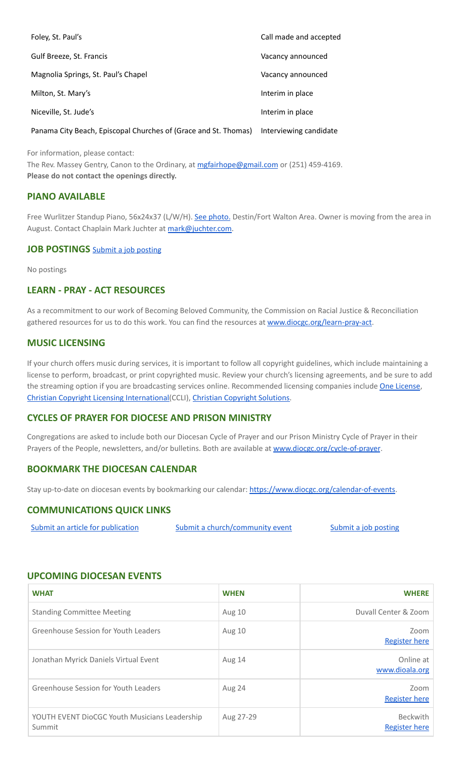| | |
|---|---|
| Foley, St. Paul's | Call made and accepted |
| Gulf Breeze, St. Francis | Vacancy announced |
| Magnolia Springs, St. Paul's Chapel | Vacancy announced |
| Milton, St. Mary's | Interim in place |
| Niceville, St. Jude's | Interim in place |
| Panama City Beach, Episcopal Churches of (Grace and St. Thomas) | Interviewing candidate |

For information, please contact:
The Rev. Massey Gentry, Canon to the Ordinary, at mgfairhope@gmail.com or (251) 459-4169.
**Please do not contact the openings directly.**

## PIANO AVAILABLE

Free Wurlitzer Standup Piano, 56x24x37 (L/W/H). See photo. Destin/Fort Walton Area. Owner is moving from the area in August. Contact Chaplain Mark Juchter at mark@juchter.com.

## JOB POSTINGS Submit a job posting

No postings

## LEARN - PRAY - ACT RESOURCES

As a recommitment to our work of Becoming Beloved Community, the Commission on Racial Justice & Reconciliation gathered resources for us to do this work. You can find the resources at www.diocgc.org/learn-pray-act.

## MUSIC LICENSING

If your church offers music during services, it is important to follow all copyright guidelines, which include maintaining a license to perform, broadcast, or print copyrighted music. Review your church's licensing agreements, and be sure to add the streaming option if you are broadcasting services online. Recommended licensing companies include One License, Christian Copyright Licensing International(CCLI), Christian Copyright Solutions.

## CYCLES OF PRAYER FOR DIOCESE AND PRISON MINISTRY

Congregations are asked to include both our Diocesan Cycle of Prayer and our Prison Ministry Cycle of Prayer in their Prayers of the People, newsletters, and/or bulletins. Both are available at www.diocgc.org/cycle-of-prayer.

## BOOKMARK THE DIOCESAN CALENDAR

Stay up-to-date on diocesan events by bookmarking our calendar: https://www.diocgc.org/calendar-of-events.

## COMMUNICATIONS QUICK LINKS

Submit an article for publication     Submit a church/community event     Submit a job posting

## UPCOMING DIOCESAN EVENTS

| WHAT | WHEN | WHERE |
|---|---|---|
| Standing Committee Meeting | Aug 10 | Duvall Center & Zoom |
| Greenhouse Session for Youth Leaders | Aug 10 | Zoom Register here |
| Jonathan Myrick Daniels Virtual Event | Aug 14 | Online at www.dioala.org |
| Greenhouse Session for Youth Leaders | Aug 24 | Zoom Register here |
| YOUTH EVENT DioCGC Youth Musicians Leadership Summit | Aug 27-29 | Beckwith Register here |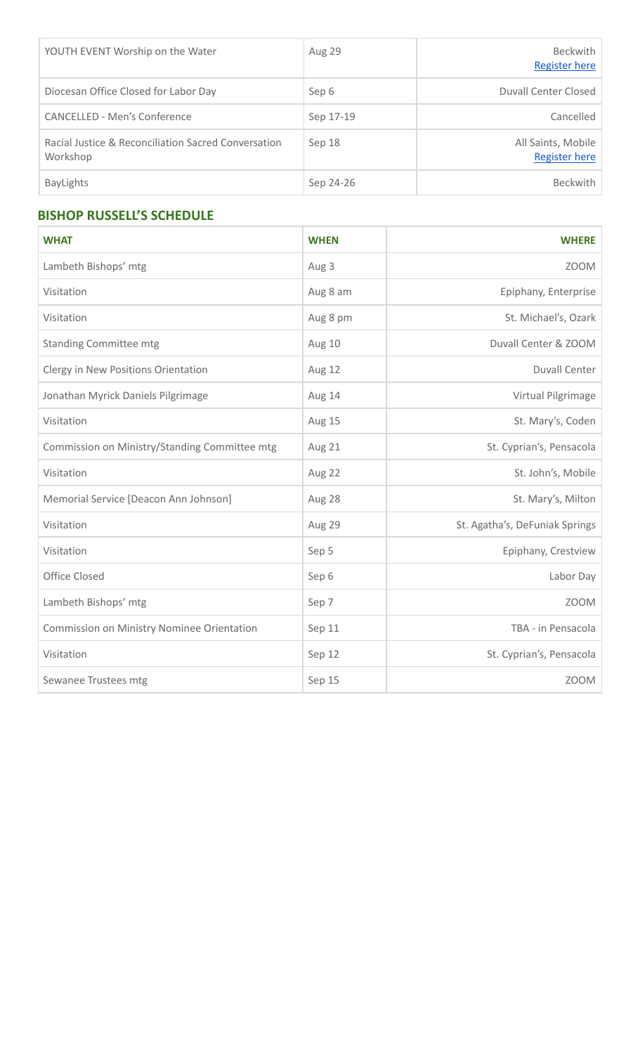| | | |
|---|---|---|
| YOUTH EVENT Worship on the Water | Aug 29 | Beckwith<br>Register here |
| Diocesan Office Closed for Labor Day | Sep 6 | Duvall Center Closed |
| CANCELLED - Men's Conference | Sep 17-19 | Cancelled |
| Racial Justice & Reconciliation Sacred Conversation Workshop | Sep 18 | All Saints, Mobile<br>Register here |
| BayLights | Sep 24-26 | Beckwith |

## BISHOP RUSSELL'S SCHEDULE

| WHAT | WHEN | WHERE |
|---|---|---|
| Lambeth Bishops' mtg | Aug 3 | ZOOM |
| Visitation | Aug 8 am | Epiphany, Enterprise |
| Visitation | Aug 8 pm | St. Michael's, Ozark |
| Standing Committee mtg | Aug 10 | Duvall Center & ZOOM |
| Clergy in New Positions Orientation | Aug 12 | Duvall Center |
| Jonathan Myrick Daniels Pilgrimage | Aug 14 | Virtual Pilgrimage |
| Visitation | Aug 15 | St. Mary's, Coden |
| Commission on Ministry/Standing Committee mtg | Aug 21 | St. Cyprian's, Pensacola |
| Visitation | Aug 22 | St. John's, Mobile |
| Memorial Service [Deacon Ann Johnson] | Aug 28 | St. Mary's, Milton |
| Visitation | Aug 29 | St. Agatha's, DeFuniak Springs |
| Visitation | Sep 5 | Epiphany, Crestview |
| Office Closed | Sep 6 | Labor Day |
| Lambeth Bishops' mtg | Sep 7 | ZOOM |
| Commission on Ministry Nominee Orientation | Sep 11 | TBA - in Pensacola |
| Visitation | Sep 12 | St. Cyprian's, Pensacola |
| Sewanee Trustees mtg | Sep 15 | ZOOM |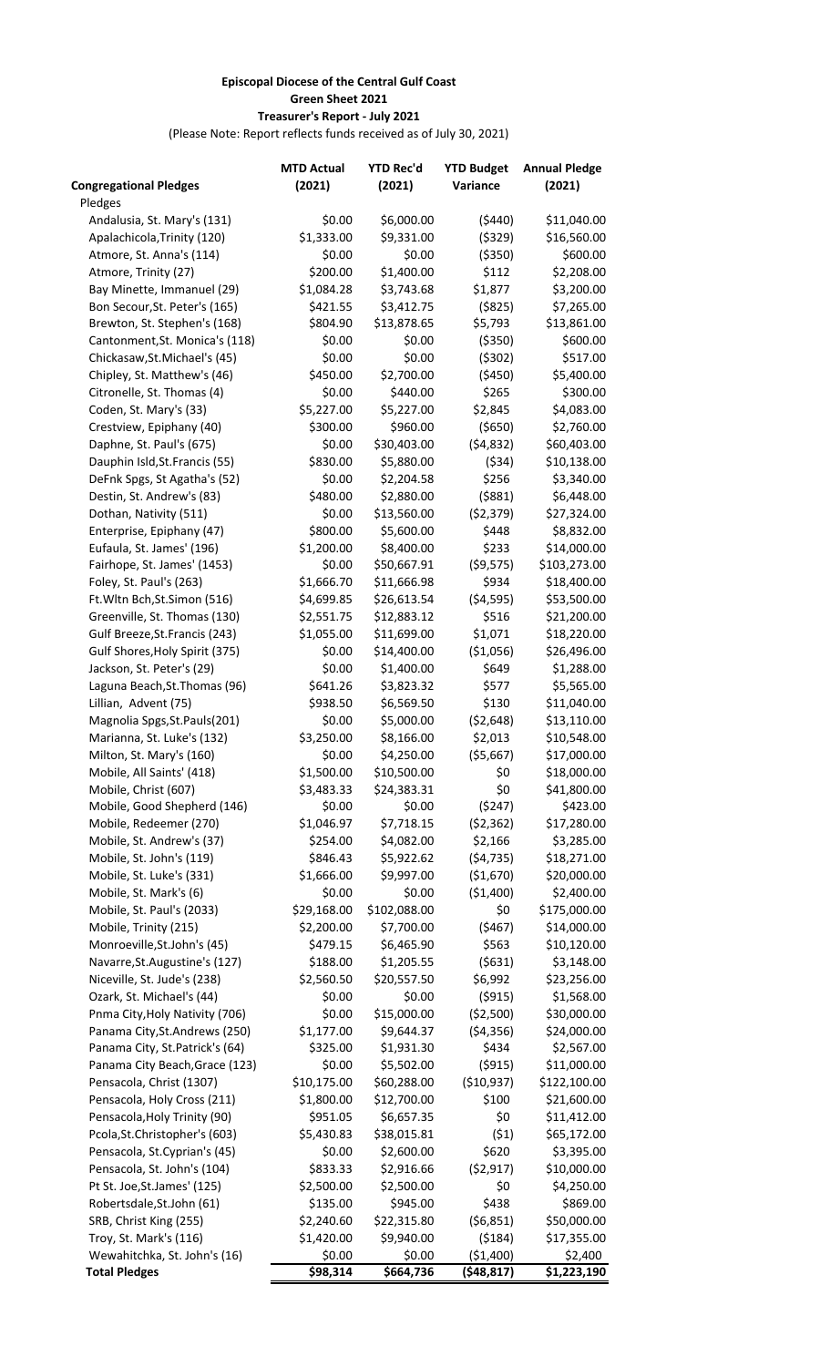**Episcopal Diocese of the Central Gulf Coast**
**Green Sheet 2021**
**Treasurer's Report - July 2021**
(Please Note: Report reflects funds received as of July 30, 2021)

| Congregational Pledges | MTD Actual (2021) | YTD Rec'd (2021) | YTD Budget Variance | Annual Pledge (2021) |
|---|---|---|---|---|
| Pledges | | | | |
| Andalusia, St. Mary's (131) | $0.00 | $6,000.00 | ($440) | $11,040.00 |
| Apalachicola,Trinity (120) | $1,333.00 | $9,331.00 | ($329) | $16,560.00 |
| Atmore, St. Anna's (114) | $0.00 | $0.00 | ($350) | $600.00 |
| Atmore, Trinity (27) | $200.00 | $1,400.00 | $112 | $2,208.00 |
| Bay Minette, Immanuel (29) | $1,084.28 | $3,743.68 | $1,877 | $3,200.00 |
| Bon Secour,St. Peter's (165) | $421.55 | $3,412.75 | ($825) | $7,265.00 |
| Brewton, St. Stephen's (168) | $804.90 | $13,878.65 | $5,793 | $13,861.00 |
| Cantonment,St. Monica's (118) | $0.00 | $0.00 | ($350) | $600.00 |
| Chickasaw,St.Michael's (45) | $0.00 | $0.00 | ($302) | $517.00 |
| Chipley, St. Matthew's (46) | $450.00 | $2,700.00 | ($450) | $5,400.00 |
| Citronelle, St. Thomas (4) | $0.00 | $440.00 | $265 | $300.00 |
| Coden, St. Mary's (33) | $5,227.00 | $5,227.00 | $2,845 | $4,083.00 |
| Crestview, Epiphany (40) | $300.00 | $960.00 | ($650) | $2,760.00 |
| Daphne, St. Paul's (675) | $0.00 | $30,403.00 | ($4,832) | $60,403.00 |
| Dauphin Isld,St.Francis (55) | $830.00 | $5,880.00 | ($34) | $10,138.00 |
| DeFnk Spgs, St Agatha's (52) | $0.00 | $2,204.58 | $256 | $3,340.00 |
| Destin, St. Andrew's (83) | $480.00 | $2,880.00 | ($881) | $6,448.00 |
| Dothan, Nativity (511) | $0.00 | $13,560.00 | ($2,379) | $27,324.00 |
| Enterprise, Epiphany (47) | $800.00 | $5,600.00 | $448 | $8,832.00 |
| Eufaula, St. James' (196) | $1,200.00 | $8,400.00 | $233 | $14,000.00 |
| Fairhope, St. James' (1453) | $0.00 | $50,667.91 | ($9,575) | $103,273.00 |
| Foley, St. Paul's (263) | $1,666.70 | $11,666.98 | $934 | $18,400.00 |
| Ft.Wltn Bch,St.Simon (516) | $4,699.85 | $26,613.54 | ($4,595) | $53,500.00 |
| Greenville, St. Thomas (130) | $2,551.75 | $12,883.12 | $516 | $21,200.00 |
| Gulf Breeze,St.Francis (243) | $1,055.00 | $11,699.00 | $1,071 | $18,220.00 |
| Gulf Shores,Holy Spirit (375) | $0.00 | $14,400.00 | ($1,056) | $26,496.00 |
| Jackson, St. Peter's (29) | $0.00 | $1,400.00 | $649 | $1,288.00 |
| Laguna Beach,St.Thomas (96) | $641.26 | $3,823.32 | $577 | $5,565.00 |
| Lillian, Advent (75) | $938.50 | $6,569.50 | $130 | $11,040.00 |
| Magnolia Spgs,St.Pauls(201) | $0.00 | $5,000.00 | ($2,648) | $13,110.00 |
| Marianna, St. Luke's (132) | $3,250.00 | $8,166.00 | $2,013 | $10,548.00 |
| Milton, St. Mary's (160) | $0.00 | $4,250.00 | ($5,667) | $17,000.00 |
| Mobile, All Saints' (418) | $1,500.00 | $10,500.00 | $0 | $18,000.00 |
| Mobile, Christ (607) | $3,483.33 | $24,383.31 | $0 | $41,800.00 |
| Mobile, Good Shepherd (146) | $0.00 | $0.00 | ($247) | $423.00 |
| Mobile, Redeemer (270) | $1,046.97 | $7,718.15 | ($2,362) | $17,280.00 |
| Mobile, St. Andrew's (37) | $254.00 | $4,082.00 | $2,166 | $3,285.00 |
| Mobile, St. John's (119) | $846.43 | $5,922.62 | ($4,735) | $18,271.00 |
| Mobile, St. Luke's (331) | $1,666.00 | $9,997.00 | ($1,670) | $20,000.00 |
| Mobile, St. Mark's (6) | $0.00 | $0.00 | ($1,400) | $2,400.00 |
| Mobile, St. Paul's (2033) | $29,168.00 | $102,088.00 | $0 | $175,000.00 |
| Mobile, Trinity (215) | $2,200.00 | $7,700.00 | ($467) | $14,000.00 |
| Monroeville,St.John's (45) | $479.15 | $6,465.90 | $563 | $10,120.00 |
| Navarre,St.Augustine's (127) | $188.00 | $1,205.55 | ($631) | $3,148.00 |
| Niceville, St. Jude's (238) | $2,560.50 | $20,557.50 | $6,992 | $23,256.00 |
| Ozark, St. Michael's (44) | $0.00 | $0.00 | ($915) | $1,568.00 |
| Pnma City,Holy Nativity (706) | $0.00 | $15,000.00 | ($2,500) | $30,000.00 |
| Panama City,St.Andrews (250) | $1,177.00 | $9,644.37 | ($4,356) | $24,000.00 |
| Panama City, St.Patrick's (64) | $325.00 | $1,931.30 | $434 | $2,567.00 |
| Panama City Beach,Grace (123) | $0.00 | $5,502.00 | ($915) | $11,000.00 |
| Pensacola, Christ (1307) | $10,175.00 | $60,288.00 | ($10,937) | $122,100.00 |
| Pensacola, Holy Cross (211) | $1,800.00 | $12,700.00 | $100 | $21,600.00 |
| Pensacola,Holy Trinity (90) | $951.05 | $6,657.35 | $0 | $11,412.00 |
| Pcola,St.Christopher's (603) | $5,430.83 | $38,015.81 | ($1) | $65,172.00 |
| Pensacola, St.Cyprian's (45) | $0.00 | $2,600.00 | $620 | $3,395.00 |
| Pensacola, St. John's (104) | $833.33 | $2,916.66 | ($2,917) | $10,000.00 |
| Pt St. Joe,St.James' (125) | $2,500.00 | $2,500.00 | $0 | $4,250.00 |
| Robertsdale,St.John (61) | $135.00 | $945.00 | $438 | $869.00 |
| SRB, Christ King (255) | $2,240.60 | $22,315.80 | ($6,851) | $50,000.00 |
| Troy, St. Mark's (116) | $1,420.00 | $9,940.00 | ($184) | $17,355.00 |
| Wewahitchka, St. John's (16) | $0.00 | $0.00 | ($1,400) | $2,400 |
| **Total Pledges** | **$98,314** | **$664,736** | **($48,817)** | **$1,223,190** |